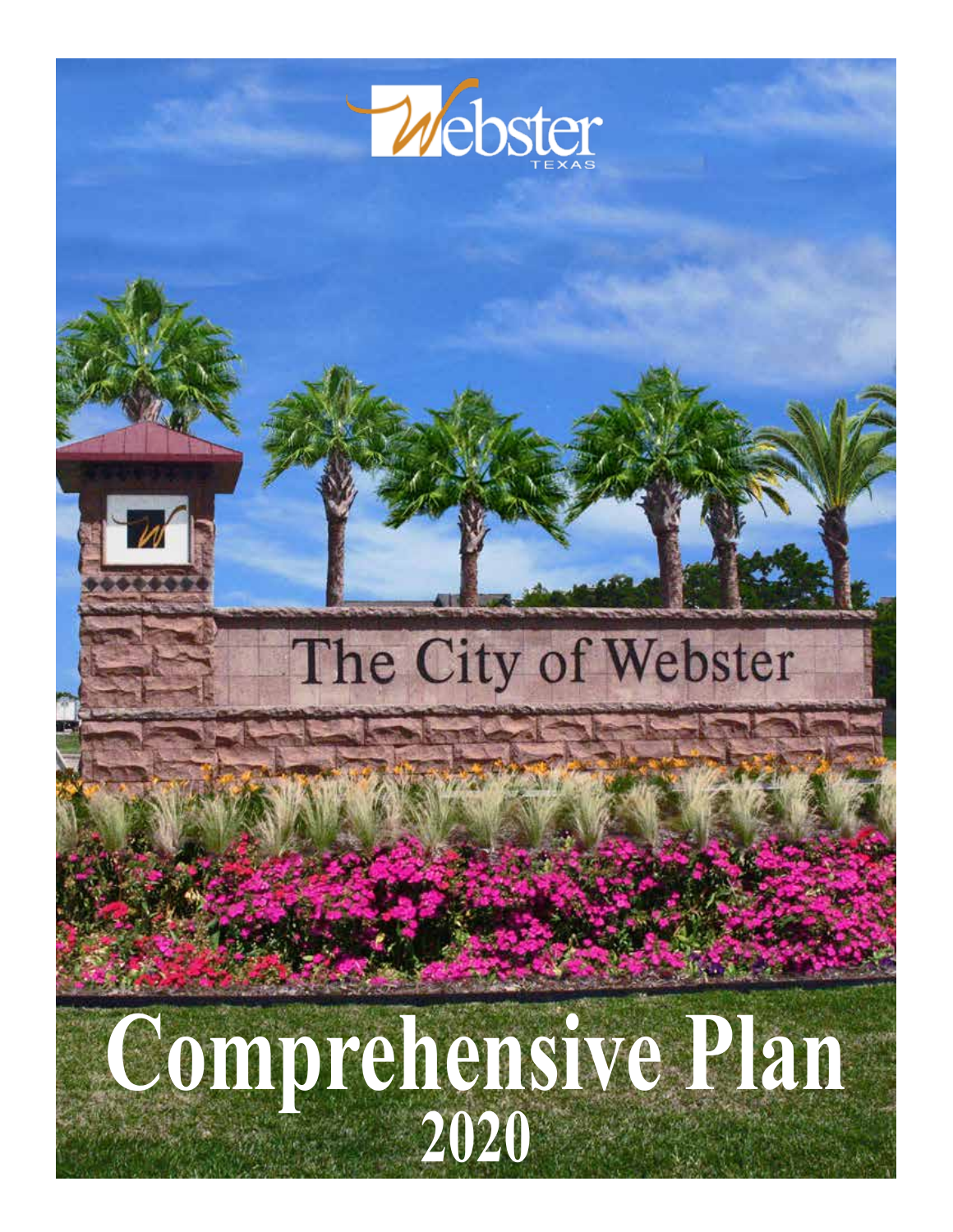Webster
TEXAS

# Comprehensive Plan
## 2020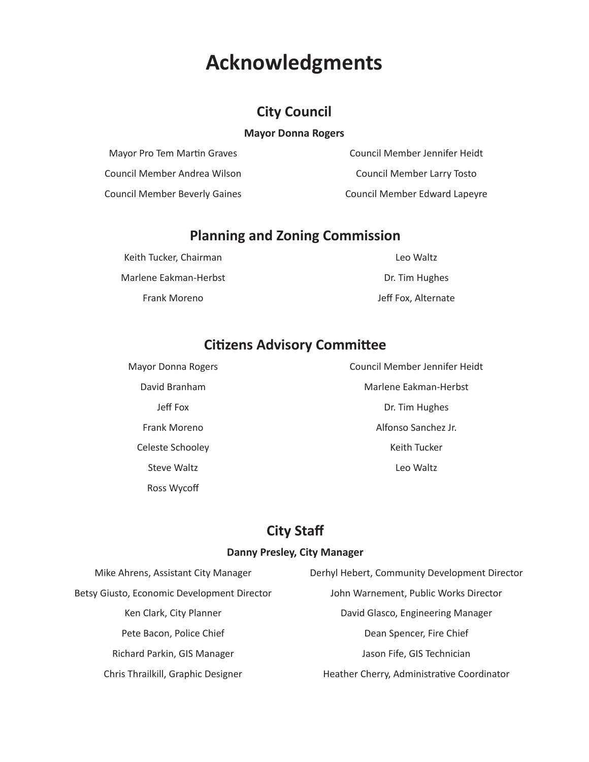# Acknowledgments

## City Council

**Mayor Donna Rogers**

Mayor Pro Tem Martin Graves

Council Member Andrea Wilson

Council Member Beverly Gaines

Council Member Jennifer Heidt

Council Member Larry Tosto

Council Member Edward Lapeyre

## Planning and Zoning Commission

Keith Tucker, Chairman

Marlene Eakman-Herbst

Frank Moreno

Leo Waltz

Dr. Tim Hughes

Jeff Fox, Alternate

## Citizens Advisory Committee

Mayor Donna Rogers

David Branham

Jeff Fox

Frank Moreno

Celeste Schooley

Steve Waltz

Ross Wycoff

Council Member Jennifer Heidt

Marlene Eakman-Herbst

Dr. Tim Hughes

Alfonso Sanchez Jr.

Keith Tucker

Leo Waltz

## City Staff

**Danny Presley, City Manager**

Mike Ahrens, Assistant City Manager

Betsy Giusto, Economic Development Director

Ken Clark, City Planner

Pete Bacon, Police Chief

Richard Parkin, GIS Manager

Chris Thrailkill, Graphic Designer

Derhyl Hebert, Community Development Director

John Warnement, Public Works Director

David Glasco, Engineering Manager

Dean Spencer, Fire Chief

Jason Fife, GIS Technician

Heather Cherry, Administrative Coordinator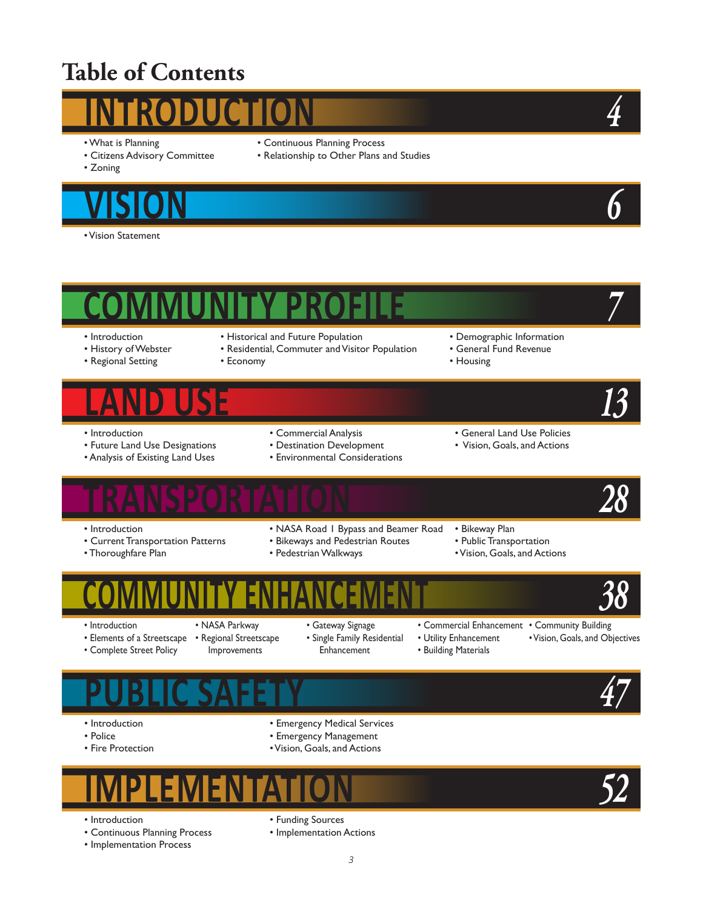# Table of Contents

## INTRODUCTION — 4

- What is Planning
- Citizens Advisory Committee
- Zoning
- Continuous Planning Process
- Relationship to Other Plans and Studies

## VISION — 6

- Vision Statement

## COMMUNITY PROFILE — 7

- Introduction
- History of Webster
- Regional Setting
- Historical and Future Population
- Residential, Commuter and Visitor Population
- Economy
- Demographic Information
- General Fund Revenue
- Housing

## LAND USE — 13

- Introduction
- Future Land Use Designations
- Analysis of Existing Land Uses
- Commercial Analysis
- Destination Development
- Environmental Considerations
- General Land Use Policies
- Vision, Goals, and Actions

## TRANSPORTATION — 28

- Introduction
- Current Transportation Patterns
- Thoroughfare Plan
- NASA Road 1 Bypass and Beamer Road
- Bikeways and Pedestrian Routes
- Pedestrian Walkways
- Bikeway Plan
- Public Transportation
- Vision, Goals, and Actions

## COMMUNITY ENHANCEMENT — 38

- Introduction
- Elements of a Streetscape
- Complete Street Policy
- NASA Parkway
- Regional Streetscape Improvements
- Gateway Signage
- Single Family Residential Enhancement
- Commercial Enhancement
- Utility Enhancement
- Building Materials
- Community Building
- Vision, Goals, and Objectives

## PUBLIC SAFETY — 47

- Introduction
- Police
- Fire Protection
- Emergency Medical Services
- Emergency Management
- Vision, Goals, and Actions

## IMPLEMENTATION — 52

- Introduction
- Continuous Planning Process
- Implementation Process
- Funding Sources
- Implementation Actions